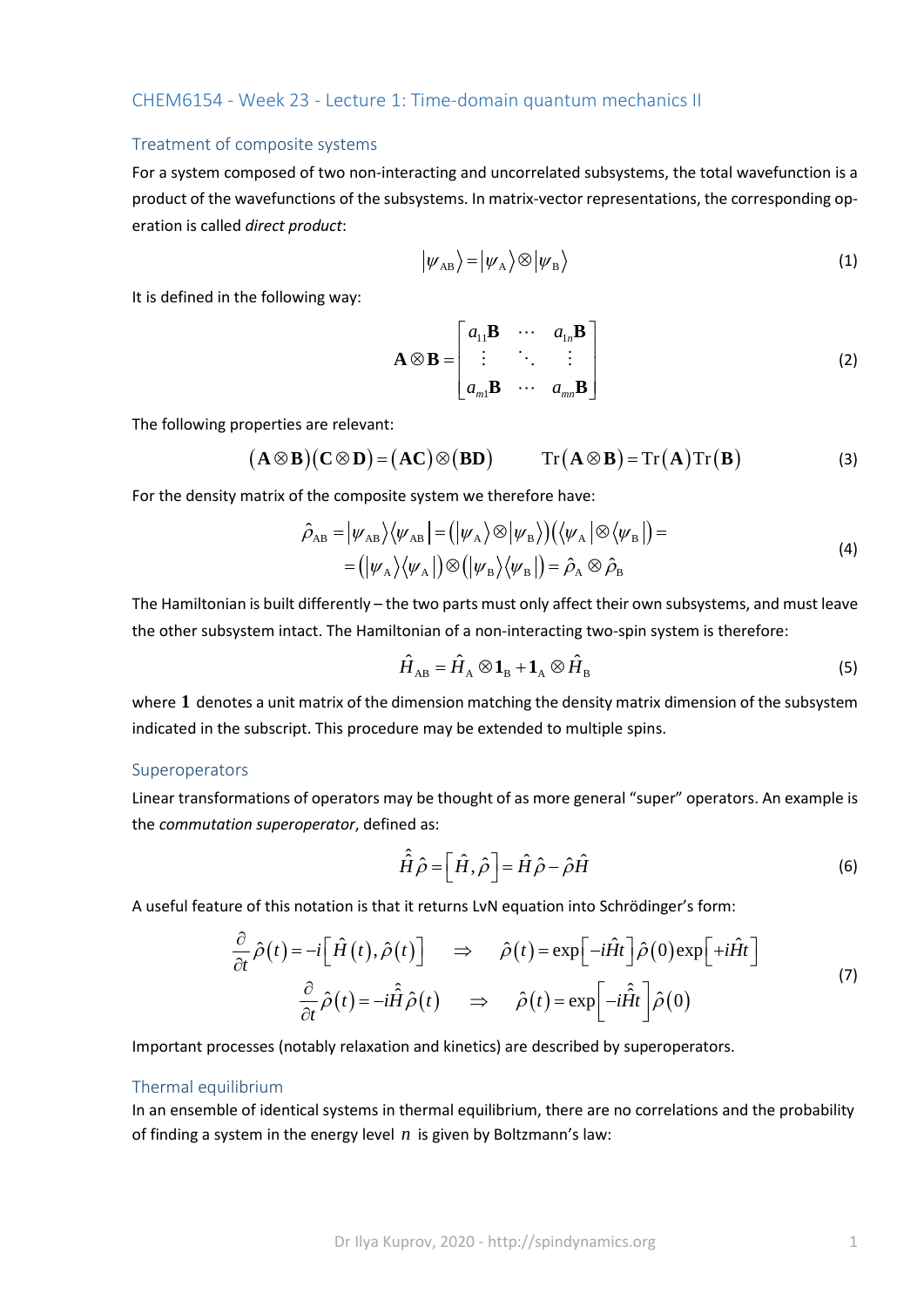# CHEM6154 - Week 23 - Lecture 1: Time-domain quantum mechanics II

## Treatment of composite systems

For a system composed of two non-interacting and uncorrelated subsystems, the total wavefunction is a product of the wavefunctions of the subsystems. In matrix-vector representations, the corresponding operation is called *direct product*:

$$|\psi_{\mathrm{AB}}\rangle = |\psi_{\mathrm{A}}\rangle \otimes |\psi_{\mathrm{B}}\rangle \tag{1}$$

It is defined in the following way:

$$\mathbf{A} \otimes \mathbf{B} = \begin{bmatrix} a_{11}\mathbf{B} & \cdots & a_{1n}\mathbf{B} \\ \vdots & \ddots & \vdots \\ a_{m1}\mathbf{B} & \cdots & a_{mn}\mathbf{B} \end{bmatrix} \tag{2}$$

The following properties are relevant:

$$(\mathbf{A} \otimes \mathbf{B})(\mathbf{C} \otimes \mathbf{D}) = (\mathbf{AC}) \otimes (\mathbf{BD}) \qquad \mathrm{Tr}(\mathbf{A} \otimes \mathbf{B}) = \mathrm{Tr}(\mathbf{A})\,\mathrm{Tr}(\mathbf{B}) \tag{3}$$

For the density matrix of the composite system we therefore have:

$$\begin{aligned} \hat{\rho}_{\mathrm{AB}} &= |\psi_{\mathrm{AB}}\rangle\langle\psi_{\mathrm{AB}}| = \left(|\psi_{\mathrm{A}}\rangle \otimes |\psi_{\mathrm{B}}\rangle\right)\left(\langle\psi_{\mathrm{A}}| \otimes \langle\psi_{\mathrm{B}}|\right) = \\ &= \left(|\psi_{\mathrm{A}}\rangle\langle\psi_{\mathrm{A}}|\right) \otimes \left(|\psi_{\mathrm{B}}\rangle\langle\psi_{\mathrm{B}}|\right) = \hat{\rho}_{\mathrm{A}} \otimes \hat{\rho}_{\mathrm{B}} \end{aligned} \tag{4}$$

The Hamiltonian is built differently – the two parts must only affect their own subsystems, and must leave the other subsystem intact. The Hamiltonian of a non-interacting two-spin system is therefore:

$$\hat{H}_{\mathrm{AB}} = \hat{H}_{\mathrm{A}} \otimes \mathbf{1}_{\mathrm{B}} + \mathbf{1}_{\mathrm{A}} \otimes \hat{H}_{\mathrm{B}} \tag{5}$$

where $\mathbf{1}$ denotes a unit matrix of the dimension matching the density matrix dimension of the subsystem indicated in the subscript. This procedure may be extended to multiple spins.

## Superoperators

Linear transformations of operators may be thought of as more general "super" operators. An example is the *commutation superoperator*, defined as:

$$\hat{\hat{H}}\hat{\rho} = \left[\hat{H}, \hat{\rho}\right] = \hat{H}\hat{\rho} - \hat{\rho}\hat{H} \tag{6}$$

A useful feature of this notation is that it returns LvN equation into Schrödinger's form:

$$\begin{aligned} \frac{\partial}{\partial t}\hat{\rho}(t) &= -i\left[\hat{H}(t), \hat{\rho}(t)\right] \quad \Rightarrow \quad \hat{\rho}(t) = \exp\left[-i\hat{H}t\right]\hat{\rho}(0)\exp\left[+i\hat{H}t\right] \\ \frac{\partial}{\partial t}\hat{\rho}(t) &= -i\hat{\hat{H}}\hat{\rho}(t) \quad \Rightarrow \quad \hat{\rho}(t) = \exp\left[-i\hat{\hat{H}}t\right]\hat{\rho}(0) \end{aligned} \tag{7}$$

Important processes (notably relaxation and kinetics) are described by superoperators.

## Thermal equilibrium

In an ensemble of identical systems in thermal equilibrium, there are no correlations and the probability of finding a system in the energy level $n$ is given by Boltzmann's law: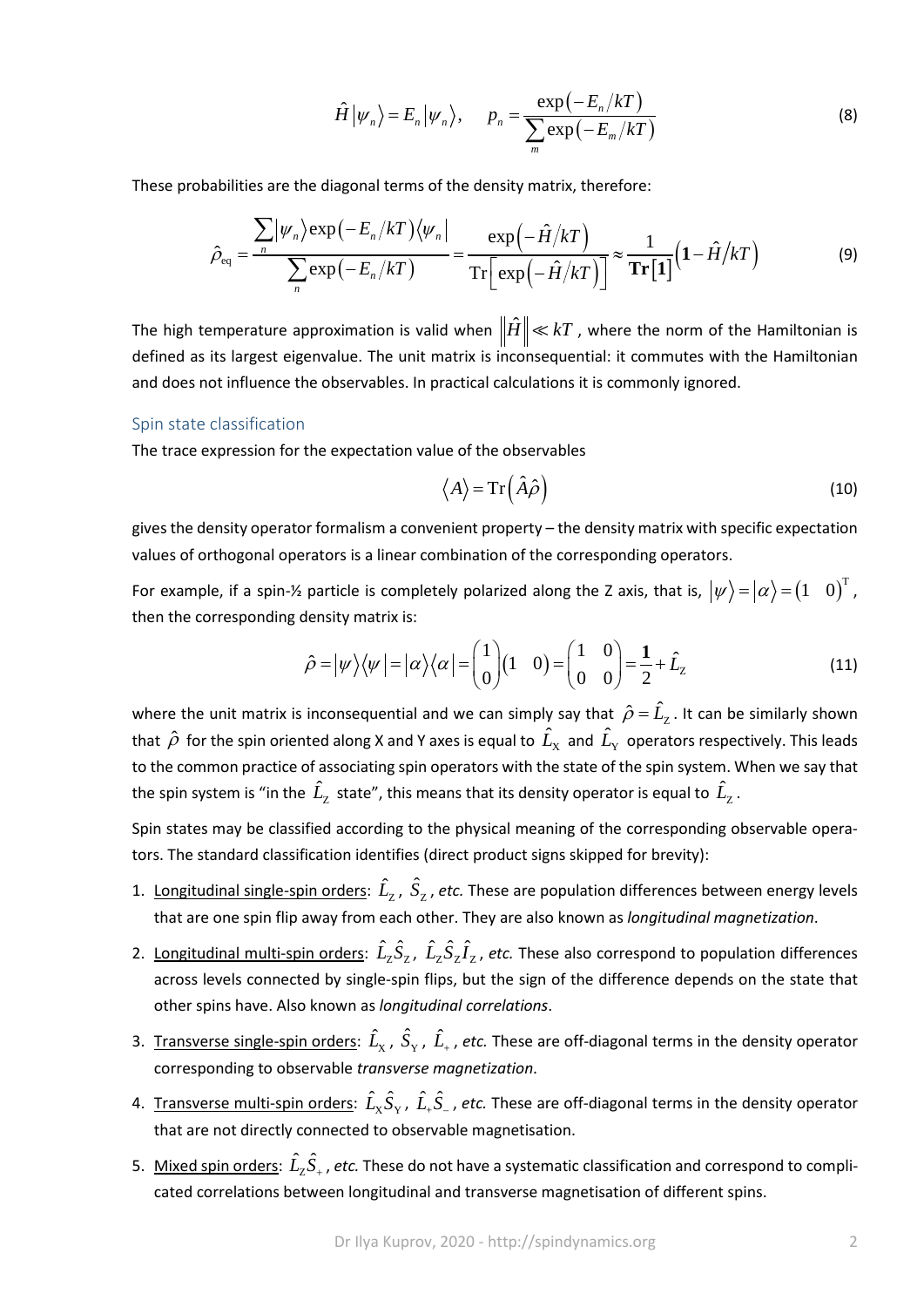$$\hat{H}\left|\psi_n\right\rangle = E_n\left|\psi_n\right\rangle, \qquad p_n = \frac{\exp\left(-E_n/kT\right)}{\sum_m \exp\left(-E_m/kT\right)} \tag{8}$$

These probabilities are the diagonal terms of the density matrix, therefore:

$$\hat{\rho}_{\text{eq}} = \frac{\sum_n \left|\psi_n\right\rangle \exp\left(-E_n/kT\right)\left\langle\psi_n\right|}{\sum_n \exp\left(-E_n/kT\right)} = \frac{\exp\left(-\hat{H}/kT\right)}{\text{Tr}\left[\exp\left(-\hat{H}/kT\right)\right]} \approx \frac{1}{\mathbf{Tr}\left[\mathbf{1}\right]}\left(\mathbf{1} - \hat{H}/kT\right) \tag{9}$$

The high temperature approximation is valid when $\left\|\hat{H}\right\| \ll kT$, where the norm of the Hamiltonian is defined as its largest eigenvalue. The unit matrix is inconsequential: it commutes with the Hamiltonian and does not influence the observables. In practical calculations it is commonly ignored.

## Spin state classification

The trace expression for the expectation value of the observables

$$\left\langle A\right\rangle = \text{Tr}\left(\hat{A}\hat{\rho}\right) \tag{10}$$

gives the density operator formalism a convenient property – the density matrix with specific expectation values of orthogonal operators is a linear combination of the corresponding operators.

For example, if a spin-½ particle is completely polarized along the Z axis, that is, $\left|\psi\right\rangle = \left|\alpha\right\rangle = \begin{pmatrix}1 & 0\end{pmatrix}^{\text{T}}$, then the corresponding density matrix is:

$$\hat{\rho} = \left|\psi\right\rangle\left\langle\psi\right| = \left|\alpha\right\rangle\left\langle\alpha\right| = \begin{pmatrix}1\\0\end{pmatrix}\begin{pmatrix}1 & 0\end{pmatrix} = \begin{pmatrix}1 & 0\\0 & 0\end{pmatrix} = \frac{\mathbf{1}}{2} + \hat{L}_{\text{Z}} \tag{11}$$

where the unit matrix is inconsequential and we can simply say that $\hat{\rho} = \hat{L}_{\text{Z}}$. It can be similarly shown that $\hat{\rho}$ for the spin oriented along X and Y axes is equal to $\hat{L}_{\text{X}}$ and $\hat{L}_{\text{Y}}$ operators respectively. This leads to the common practice of associating spin operators with the state of the spin system. When we say that the spin system is "in the $\hat{L}_{\text{Z}}$ state", this means that its density operator is equal to $\hat{L}_{\text{Z}}$.

Spin states may be classified according to the physical meaning of the corresponding observable operators. The standard classification identifies (direct product signs skipped for brevity):

1. Longitudinal single-spin orders: $\hat{L}_{\text{Z}}$, $\hat{S}_{\text{Z}}$, *etc.* These are population differences between energy levels that are one spin flip away from each other. They are also known as *longitudinal magnetization*.
2. Longitudinal multi-spin orders: $\hat{L}_{\text{Z}}\hat{S}_{\text{Z}}$, $\hat{L}_{\text{Z}}\hat{S}_{\text{Z}}\hat{I}_{\text{Z}}$, *etc.* These also correspond to population differences across levels connected by single-spin flips, but the sign of the difference depends on the state that other spins have. Also known as *longitudinal correlations*.
3. Transverse single-spin orders: $\hat{L}_{\text{X}}$, $\hat{S}_{\text{Y}}$, $\hat{L}_{+}$, *etc.* These are off-diagonal terms in the density operator corresponding to observable *transverse magnetization*.
4. Transverse multi-spin orders: $\hat{L}_{\text{X}}\hat{S}_{\text{Y}}$, $\hat{L}_{+}\hat{S}_{-}$, *etc.* These are off-diagonal terms in the density operator that are not directly connected to observable magnetisation.
5. Mixed spin orders: $\hat{L}_{\text{Z}}\hat{S}_{+}$, *etc.* These do not have a systematic classification and correspond to complicated correlations between longitudinal and transverse magnetisation of different spins.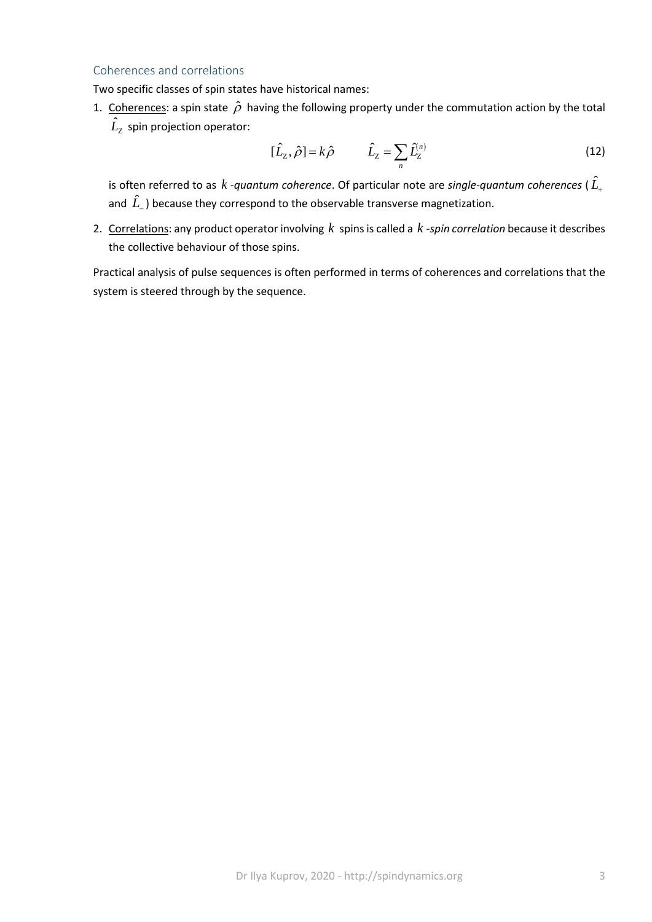## Coherences and correlations

Two specific classes of spin states have historical names:

1. Coherences: a spin state $\hat{\rho}$ having the following property under the commutation action by the total $\hat{L}_{\mathrm{Z}}$ spin projection operator:

$$[\hat{L}_{\mathrm{Z}}, \hat{\rho}] = k\hat{\rho} \qquad \hat{L}_{\mathrm{Z}} = \sum_{n} \hat{L}_{\mathrm{Z}}^{(n)} \tag{12}$$

   is often referred to as $k$*-quantum coherence*. Of particular note are *single-quantum coherences* ($\hat{L}_{+}$ and $\hat{L}_{-}$) because they correspond to the observable transverse magnetization.

2. Correlations: any product operator involving $k$ spins is called a $k$*-spin correlation* because it describes the collective behaviour of those spins.

Practical analysis of pulse sequences is often performed in terms of coherences and correlations that the system is steered through by the sequence.